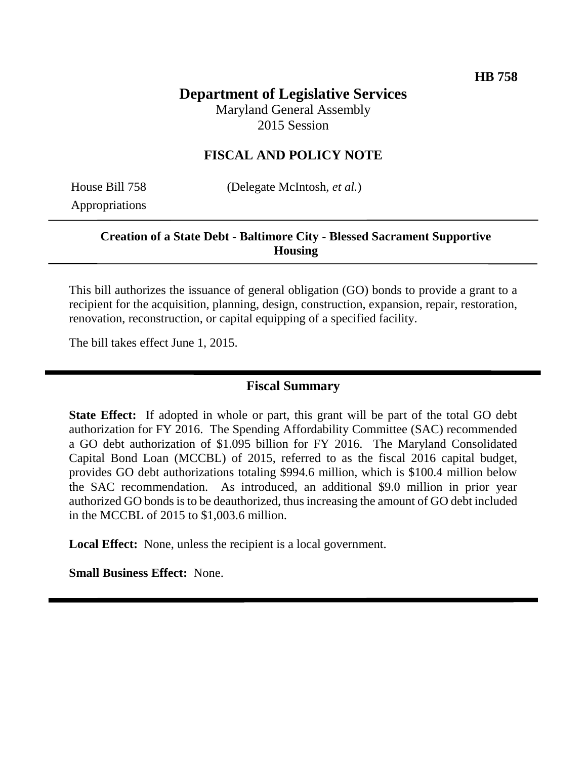**HB 758**

# Department of Legislative Services

Maryland General Assembly
2015 Session

## FISCAL AND POLICY NOTE

House Bill 758 (Delegate McIntosh, *et al.*)
Appropriations

---

**Creation of a State Debt - Baltimore City - Blessed Sacrament Supportive Housing**

---

This bill authorizes the issuance of general obligation (GO) bonds to provide a grant to a recipient for the acquisition, planning, design, construction, expansion, repair, restoration, renovation, reconstruction, or capital equipping of a specified facility.

The bill takes effect June 1, 2015.

---

## Fiscal Summary

**State Effect:** If adopted in whole or part, this grant will be part of the total GO debt authorization for FY 2016. The Spending Affordability Committee (SAC) recommended a GO debt authorization of $1.095 billion for FY 2016. The Maryland Consolidated Capital Bond Loan (MCCBL) of 2015, referred to as the fiscal 2016 capital budget, provides GO debt authorizations totaling $994.6 million, which is $100.4 million below the SAC recommendation. As introduced, an additional $9.0 million in prior year authorized GO bonds is to be deauthorized, thus increasing the amount of GO debt included in the MCCBL of 2015 to $1,003.6 million.

**Local Effect:** None, unless the recipient is a local government.

**Small Business Effect:** None.

---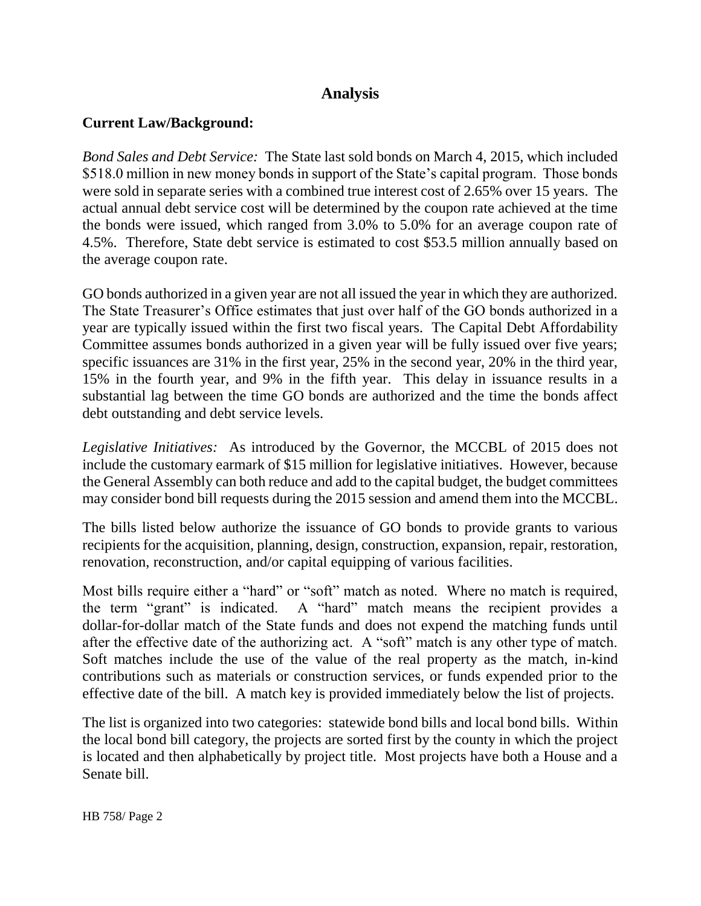## Analysis

### Current Law/Background:

*Bond Sales and Debt Service:* The State last sold bonds on March 4, 2015, which included $518.0 million in new money bonds in support of the State's capital program. Those bonds were sold in separate series with a combined true interest cost of 2.65% over 15 years. The actual annual debt service cost will be determined by the coupon rate achieved at the time the bonds were issued, which ranged from 3.0% to 5.0% for an average coupon rate of 4.5%. Therefore, State debt service is estimated to cost $53.5 million annually based on the average coupon rate.

GO bonds authorized in a given year are not all issued the year in which they are authorized. The State Treasurer's Office estimates that just over half of the GO bonds authorized in a year are typically issued within the first two fiscal years. The Capital Debt Affordability Committee assumes bonds authorized in a given year will be fully issued over five years; specific issuances are 31% in the first year, 25% in the second year, 20% in the third year, 15% in the fourth year, and 9% in the fifth year. This delay in issuance results in a substantial lag between the time GO bonds are authorized and the time the bonds affect debt outstanding and debt service levels.

*Legislative Initiatives:* As introduced by the Governor, the MCCBL of 2015 does not include the customary earmark of $15 million for legislative initiatives. However, because the General Assembly can both reduce and add to the capital budget, the budget committees may consider bond bill requests during the 2015 session and amend them into the MCCBL.

The bills listed below authorize the issuance of GO bonds to provide grants to various recipients for the acquisition, planning, design, construction, expansion, repair, restoration, renovation, reconstruction, and/or capital equipping of various facilities.

Most bills require either a "hard" or "soft" match as noted. Where no match is required, the term "grant" is indicated. A "hard" match means the recipient provides a dollar-for-dollar match of the State funds and does not expend the matching funds until after the effective date of the authorizing act. A "soft" match is any other type of match. Soft matches include the use of the value of the real property as the match, in-kind contributions such as materials or construction services, or funds expended prior to the effective date of the bill. A match key is provided immediately below the list of projects.

The list is organized into two categories: statewide bond bills and local bond bills. Within the local bond bill category, the projects are sorted first by the county in which the project is located and then alphabetically by project title. Most projects have both a House and a Senate bill.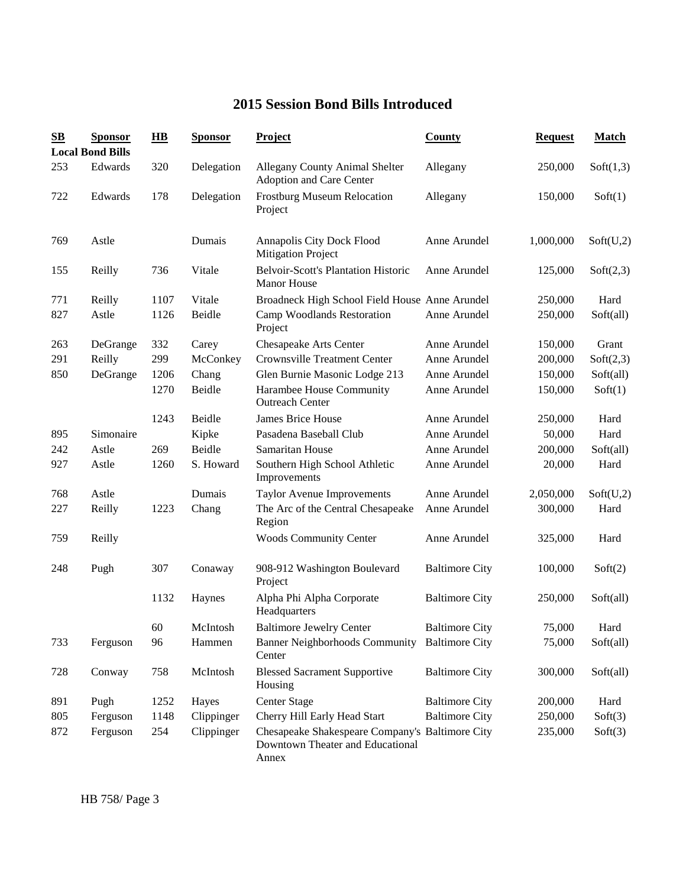# 2015 Session Bond Bills Introduced

| SB | Sponsor | HB | Sponsor | Project | County | Request | Match |
|---|---|---|---|---|---|---|---|
| **Local Bond Bills** | | | | | | | |
| 253 | Edwards | 320 | Delegation | Allegany County Animal Shelter Adoption and Care Center | Allegany | 250,000 | Soft(1,3) |
| 722 | Edwards | 178 | Delegation | Frostburg Museum Relocation Project | Allegany | 150,000 | Soft(1) |
| 769 | Astle | | Dumais | Annapolis City Dock Flood Mitigation Project | Anne Arundel | 1,000,000 | Soft(U,2) |
| 155 | Reilly | 736 | Vitale | Belvoir-Scott's Plantation Historic Manor House | Anne Arundel | 125,000 | Soft(2,3) |
| 771 | Reilly | 1107 | Vitale | Broadneck High School Field House | Anne Arundel | 250,000 | Hard |
| 827 | Astle | 1126 | Beidle | Camp Woodlands Restoration Project | Anne Arundel | 250,000 | Soft(all) |
| 263 | DeGrange | 332 | Carey | Chesapeake Arts Center | Anne Arundel | 150,000 | Grant |
| 291 | Reilly | 299 | McConkey | Crownsville Treatment Center | Anne Arundel | 200,000 | Soft(2,3) |
| 850 | DeGrange | 1206 | Chang | Glen Burnie Masonic Lodge 213 | Anne Arundel | 150,000 | Soft(all) |
| | | 1270 | Beidle | Harambee House Community Outreach Center | Anne Arundel | 150,000 | Soft(1) |
| | | 1243 | Beidle | James Brice House | Anne Arundel | 250,000 | Hard |
| 895 | Simonaire | | Kipke | Pasadena Baseball Club | Anne Arundel | 50,000 | Hard |
| 242 | Astle | 269 | Beidle | Samaritan House | Anne Arundel | 200,000 | Soft(all) |
| 927 | Astle | 1260 | S. Howard | Southern High School Athletic Improvements | Anne Arundel | 20,000 | Hard |
| 768 | Astle | | Dumais | Taylor Avenue Improvements | Anne Arundel | 2,050,000 | Soft(U,2) |
| 227 | Reilly | 1223 | Chang | The Arc of the Central Chesapeake Region | Anne Arundel | 300,000 | Hard |
| 759 | Reilly | | | Woods Community Center | Anne Arundel | 325,000 | Hard |
| 248 | Pugh | 307 | Conaway | 908-912 Washington Boulevard Project | Baltimore City | 100,000 | Soft(2) |
| | | 1132 | Haynes | Alpha Phi Alpha Corporate Headquarters | Baltimore City | 250,000 | Soft(all) |
| | | 60 | McIntosh | Baltimore Jewelry Center | Baltimore City | 75,000 | Hard |
| 733 | Ferguson | 96 | Hammen | Banner Neighborhoods Community Center | Baltimore City | 75,000 | Soft(all) |
| 728 | Conway | 758 | McIntosh | Blessed Sacrament Supportive Housing | Baltimore City | 300,000 | Soft(all) |
| 891 | Pugh | 1252 | Hayes | Center Stage | Baltimore City | 200,000 | Hard |
| 805 | Ferguson | 1148 | Clippinger | Cherry Hill Early Head Start | Baltimore City | 250,000 | Soft(3) |
| 872 | Ferguson | 254 | Clippinger | Chesapeake Shakespeare Company's Downtown Theater and Educational Annex | Baltimore City | 235,000 | Soft(3) |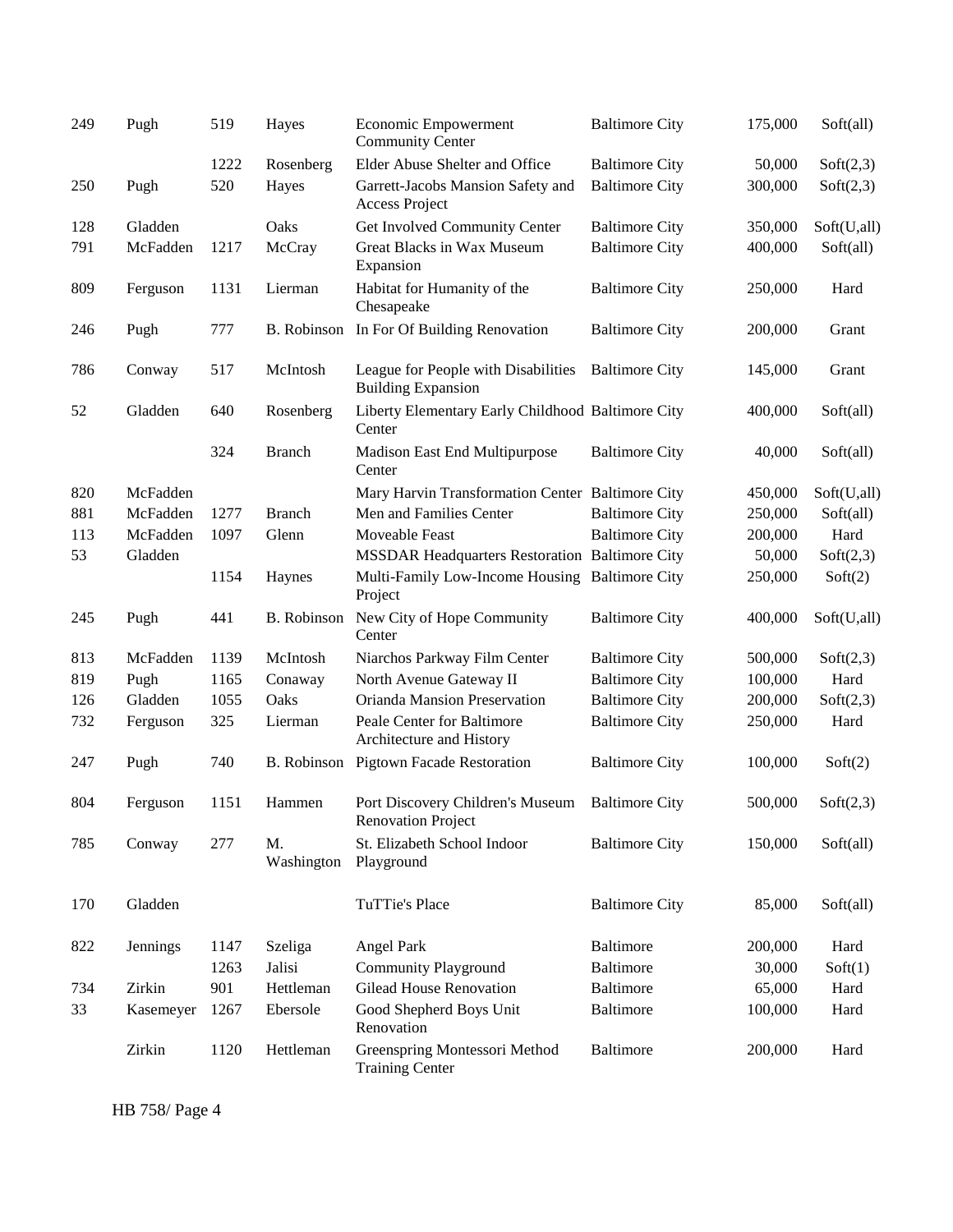| | | | | | | | |
|---|---|---|---|---|---|---|---|
| 249 | Pugh | 519 | Hayes | Economic Empowerment Community Center | Baltimore City | 175,000 | Soft(all) |
| | | 1222 | Rosenberg | Elder Abuse Shelter and Office | Baltimore City | 50,000 | Soft(2,3) |
| 250 | Pugh | 520 | Hayes | Garrett-Jacobs Mansion Safety and Access Project | Baltimore City | 300,000 | Soft(2,3) |
| 128 | Gladden | | Oaks | Get Involved Community Center | Baltimore City | 350,000 | Soft(U,all) |
| 791 | McFadden | 1217 | McCray | Great Blacks in Wax Museum Expansion | Baltimore City | 400,000 | Soft(all) |
| 809 | Ferguson | 1131 | Lierman | Habitat for Humanity of the Chesapeake | Baltimore City | 250,000 | Hard |
| 246 | Pugh | 777 | B. Robinson | In For Of Building Renovation | Baltimore City | 200,000 | Grant |
| 786 | Conway | 517 | McIntosh | League for People with Disabilities Building Expansion | Baltimore City | 145,000 | Grant |
| 52 | Gladden | 640 | Rosenberg | Liberty Elementary Early Childhood Center | Baltimore City | 400,000 | Soft(all) |
| | | 324 | Branch | Madison East End Multipurpose Center | Baltimore City | 40,000 | Soft(all) |
| 820 | McFadden | | | Mary Harvin Transformation Center | Baltimore City | 450,000 | Soft(U,all) |
| 881 | McFadden | 1277 | Branch | Men and Families Center | Baltimore City | 250,000 | Soft(all) |
| 113 | McFadden | 1097 | Glenn | Moveable Feast | Baltimore City | 200,000 | Hard |
| 53 | Gladden | | | MSSDAR Headquarters Restoration | Baltimore City | 50,000 | Soft(2,3) |
| | | 1154 | Haynes | Multi-Family Low-Income Housing Project | Baltimore City | 250,000 | Soft(2) |
| 245 | Pugh | 441 | B. Robinson | New City of Hope Community Center | Baltimore City | 400,000 | Soft(U,all) |
| 813 | McFadden | 1139 | McIntosh | Niarchos Parkway Film Center | Baltimore City | 500,000 | Soft(2,3) |
| 819 | Pugh | 1165 | Conaway | North Avenue Gateway II | Baltimore City | 100,000 | Hard |
| 126 | Gladden | 1055 | Oaks | Orianda Mansion Preservation | Baltimore City | 200,000 | Soft(2,3) |
| 732 | Ferguson | 325 | Lierman | Peale Center for Baltimore Architecture and History | Baltimore City | 250,000 | Hard |
| 247 | Pugh | 740 | B. Robinson | Pigtown Facade Restoration | Baltimore City | 100,000 | Soft(2) |
| 804 | Ferguson | 1151 | Hammen | Port Discovery Children's Museum Renovation Project | Baltimore City | 500,000 | Soft(2,3) |
| 785 | Conway | 277 | M. Washington | St. Elizabeth School Indoor Playground | Baltimore City | 150,000 | Soft(all) |
| 170 | Gladden | | | TuTTie's Place | Baltimore City | 85,000 | Soft(all) |
| 822 | Jennings | 1147 | Szeliga | Angel Park | Baltimore | 200,000 | Hard |
| | | 1263 | Jalisi | Community Playground | Baltimore | 30,000 | Soft(1) |
| 734 | Zirkin | 901 | Hettleman | Gilead House Renovation | Baltimore | 65,000 | Hard |
| 33 | Kasemeyer | 1267 | Ebersole | Good Shepherd Boys Unit Renovation | Baltimore | 100,000 | Hard |
| | Zirkin | 1120 | Hettleman | Greenspring Montessori Method Training Center | Baltimore | 200,000 | Hard |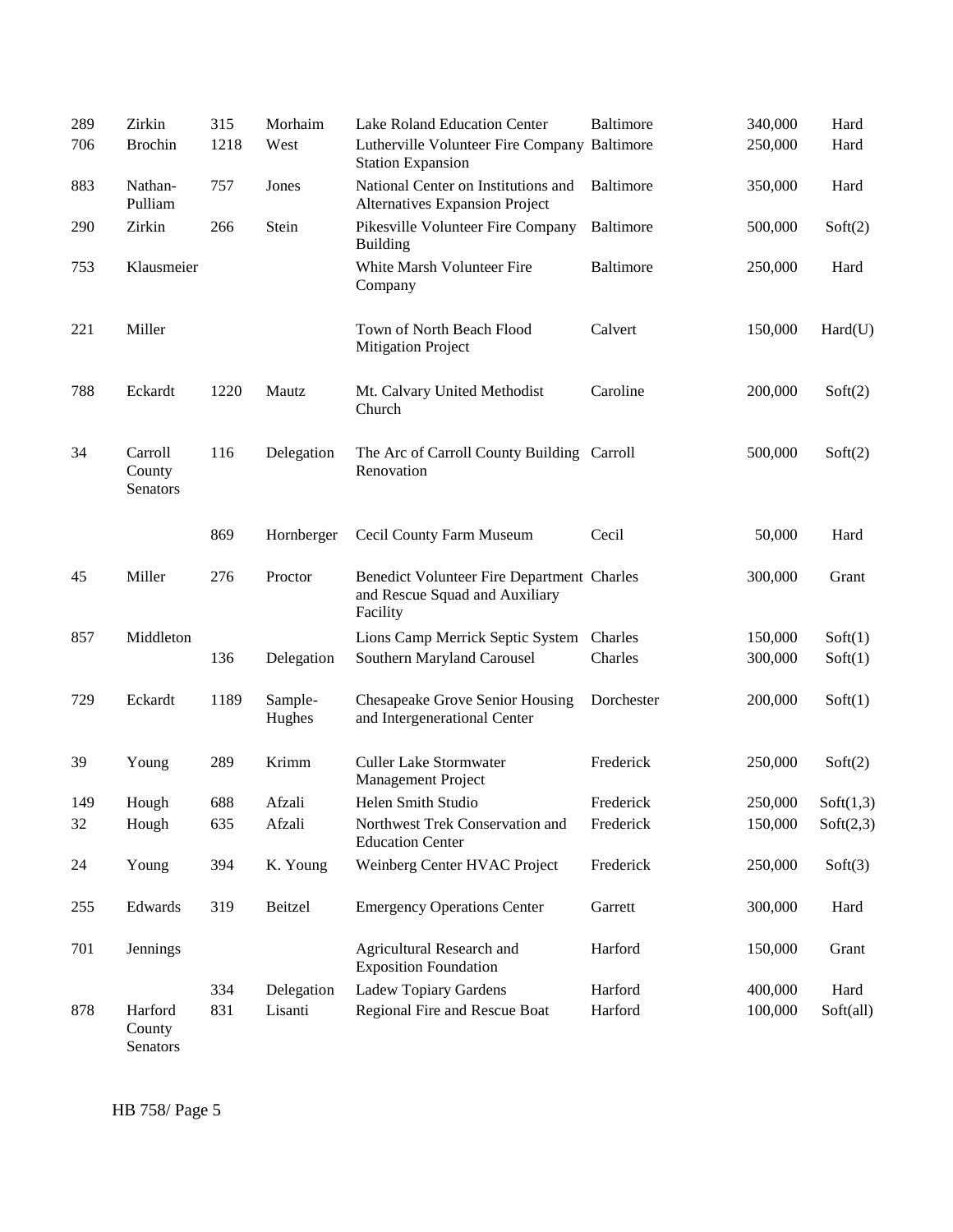| | | | | | | | |
|---|---|---|---|---|---|---|---|
| 289 | Zirkin | 315 | Morhaim | Lake Roland Education Center | Baltimore | 340,000 | Hard |
| 706 | Brochin | 1218 | West | Lutherville Volunteer Fire Company Station Expansion | Baltimore | 250,000 | Hard |
| 883 | Nathan-Pulliam | 757 | Jones | National Center on Institutions and Alternatives Expansion Project | Baltimore | 350,000 | Hard |
| 290 | Zirkin | 266 | Stein | Pikesville Volunteer Fire Company Building | Baltimore | 500,000 | Soft(2) |
| 753 | Klausmeier | | | White Marsh Volunteer Fire Company | Baltimore | 250,000 | Hard |
| 221 | Miller | | | Town of North Beach Flood Mitigation Project | Calvert | 150,000 | Hard(U) |
| 788 | Eckardt | 1220 | Mautz | Mt. Calvary United Methodist Church | Caroline | 200,000 | Soft(2) |
| 34 | Carroll County Senators | 116 | Delegation | The Arc of Carroll County Building Renovation | Carroll | 500,000 | Soft(2) |
| | | 869 | Hornberger | Cecil County Farm Museum | Cecil | 50,000 | Hard |
| 45 | Miller | 276 | Proctor | Benedict Volunteer Fire Department and Rescue Squad and Auxiliary Facility | Charles | 300,000 | Grant |
| 857 | Middleton | | | Lions Camp Merrick Septic System | Charles | 150,000 | Soft(1) |
| | | 136 | Delegation | Southern Maryland Carousel | Charles | 300,000 | Soft(1) |
| 729 | Eckardt | 1189 | Sample-Hughes | Chesapeake Grove Senior Housing and Intergenerational Center | Dorchester | 200,000 | Soft(1) |
| 39 | Young | 289 | Krimm | Culler Lake Stormwater Management Project | Frederick | 250,000 | Soft(2) |
| 149 | Hough | 688 | Afzali | Helen Smith Studio | Frederick | 250,000 | Soft(1,3) |
| 32 | Hough | 635 | Afzali | Northwest Trek Conservation and Education Center | Frederick | 150,000 | Soft(2,3) |
| 24 | Young | 394 | K. Young | Weinberg Center HVAC Project | Frederick | 250,000 | Soft(3) |
| 255 | Edwards | 319 | Beitzel | Emergency Operations Center | Garrett | 300,000 | Hard |
| 701 | Jennings | | | Agricultural Research and Exposition Foundation | Harford | 150,000 | Grant |
| | | 334 | Delegation | Ladew Topiary Gardens | Harford | 400,000 | Hard |
| 878 | Harford County Senators | 831 | Lisanti | Regional Fire and Rescue Boat | Harford | 100,000 | Soft(all) |

HB 758/ Page 5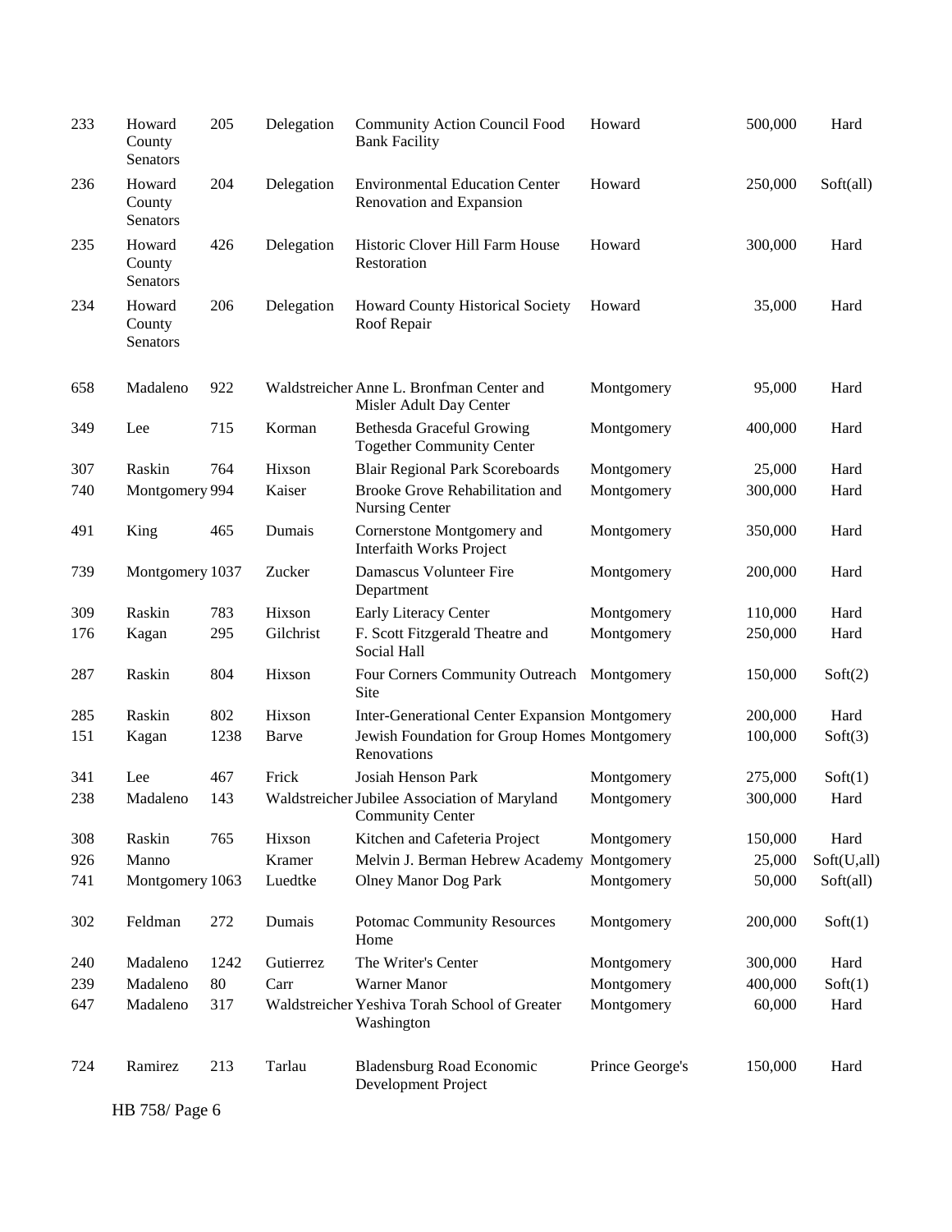| | | | | | | | |
|---|---|---|---|---|---|---|---|
| 233 | Howard County Senators | 205 | Delegation | Community Action Council Food Bank Facility | Howard | 500,000 | Hard |
| 236 | Howard County Senators | 204 | Delegation | Environmental Education Center Renovation and Expansion | Howard | 250,000 | Soft(all) |
| 235 | Howard County Senators | 426 | Delegation | Historic Clover Hill Farm House Restoration | Howard | 300,000 | Hard |
| 234 | Howard County Senators | 206 | Delegation | Howard County Historical Society Roof Repair | Howard | 35,000 | Hard |
| 658 | Madaleno | 922 | Waldstreicher | Anne L. Bronfman Center and Misler Adult Day Center | Montgomery | 95,000 | Hard |
| 349 | Lee | 715 | Korman | Bethesda Graceful Growing Together Community Center | Montgomery | 400,000 | Hard |
| 307 | Raskin | 764 | Hixson | Blair Regional Park Scoreboards | Montgomery | 25,000 | Hard |
| 740 | Montgomery | 994 | Kaiser | Brooke Grove Rehabilitation and Nursing Center | Montgomery | 300,000 | Hard |
| 491 | King | 465 | Dumais | Cornerstone Montgomery and Interfaith Works Project | Montgomery | 350,000 | Hard |
| 739 | Montgomery | 1037 | Zucker | Damascus Volunteer Fire Department | Montgomery | 200,000 | Hard |
| 309 | Raskin | 783 | Hixson | Early Literacy Center | Montgomery | 110,000 | Hard |
| 176 | Kagan | 295 | Gilchrist | F. Scott Fitzgerald Theatre and Social Hall | Montgomery | 250,000 | Hard |
| 287 | Raskin | 804 | Hixson | Four Corners Community Outreach Site | Montgomery | 150,000 | Soft(2) |
| 285 | Raskin | 802 | Hixson | Inter-Generational Center Expansion | Montgomery | 200,000 | Hard |
| 151 | Kagan | 1238 | Barve | Jewish Foundation for Group Homes Renovations | Montgomery | 100,000 | Soft(3) |
| 341 | Lee | 467 | Frick | Josiah Henson Park | Montgomery | 275,000 | Soft(1) |
| 238 | Madaleno | 143 | Waldstreicher | Jubilee Association of Maryland Community Center | Montgomery | 300,000 | Hard |
| 308 | Raskin | 765 | Hixson | Kitchen and Cafeteria Project | Montgomery | 150,000 | Hard |
| 926 | Manno | | Kramer | Melvin J. Berman Hebrew Academy | Montgomery | 25,000 | Soft(U,all) |
| 741 | Montgomery | 1063 | Luedtke | Olney Manor Dog Park | Montgomery | 50,000 | Soft(all) |
| 302 | Feldman | 272 | Dumais | Potomac Community Resources Home | Montgomery | 200,000 | Soft(1) |
| 240 | Madaleno | 1242 | Gutierrez | The Writer's Center | Montgomery | 300,000 | Hard |
| 239 | Madaleno | 80 | Carr | Warner Manor | Montgomery | 400,000 | Soft(1) |
| 647 | Madaleno | 317 | Waldstreicher | Yeshiva Torah School of Greater Washington | Montgomery | 60,000 | Hard |
| 724 | Ramirez | 213 | Tarlau | Bladensburg Road Economic Development Project | Prince George's | 150,000 | Hard |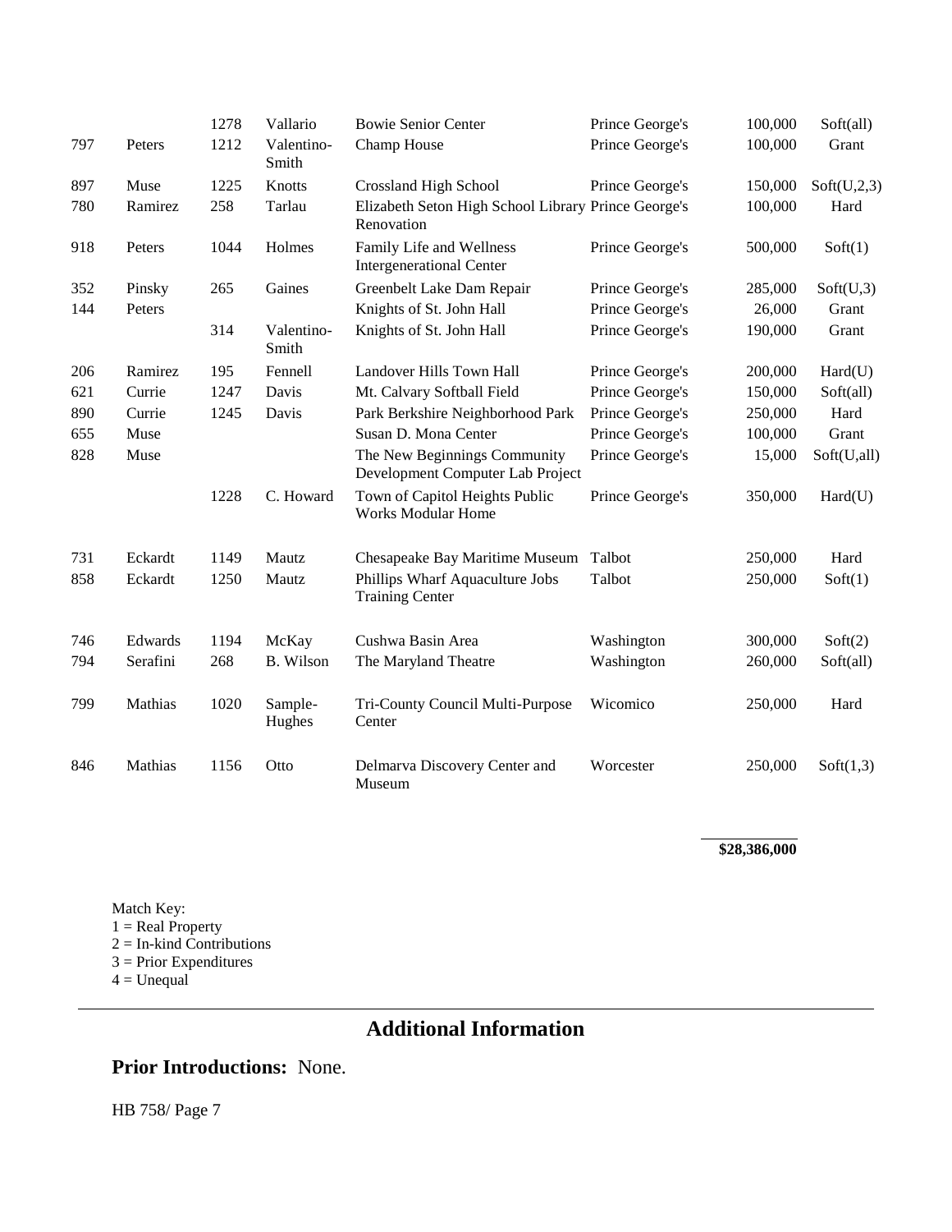| | | | | | | | |
|---|---|---|---|---|---|---|---|
| | | 1278 | Vallario | Bowie Senior Center | Prince George's | 100,000 | Soft(all) |
| 797 | Peters | 1212 | Valentino-Smith | Champ House | Prince George's | 100,000 | Grant |
| 897 | Muse | 1225 | Knotts | Crossland High School | Prince George's | 150,000 | Soft(U,2,3) |
| 780 | Ramirez | 258 | Tarlau | Elizabeth Seton High School Library Renovation | Prince George's | 100,000 | Hard |
| 918 | Peters | 1044 | Holmes | Family Life and Wellness Intergenerational Center | Prince George's | 500,000 | Soft(1) |
| 352 | Pinsky | 265 | Gaines | Greenbelt Lake Dam Repair | Prince George's | 285,000 | Soft(U,3) |
| 144 | Peters | | | Knights of St. John Hall | Prince George's | 26,000 | Grant |
| | | 314 | Valentino-Smith | Knights of St. John Hall | Prince George's | 190,000 | Grant |
| 206 | Ramirez | 195 | Fennell | Landover Hills Town Hall | Prince George's | 200,000 | Hard(U) |
| 621 | Currie | 1247 | Davis | Mt. Calvary Softball Field | Prince George's | 150,000 | Soft(all) |
| 890 | Currie | 1245 | Davis | Park Berkshire Neighborhood Park | Prince George's | 250,000 | Hard |
| 655 | Muse | | | Susan D. Mona Center | Prince George's | 100,000 | Grant |
| 828 | Muse | | | The New Beginnings Community Development Computer Lab Project | Prince George's | 15,000 | Soft(U,all) |
| | | 1228 | C. Howard | Town of Capitol Heights Public Works Modular Home | Prince George's | 350,000 | Hard(U) |
| 731 | Eckardt | 1149 | Mautz | Chesapeake Bay Maritime Museum | Talbot | 250,000 | Hard |
| 858 | Eckardt | 1250 | Mautz | Phillips Wharf Aquaculture Jobs Training Center | Talbot | 250,000 | Soft(1) |
| 746 | Edwards | 1194 | McKay | Cushwa Basin Area | Washington | 300,000 | Soft(2) |
| 794 | Serafini | 268 | B. Wilson | The Maryland Theatre | Washington | 260,000 | Soft(all) |
| 799 | Mathias | 1020 | Sample-Hughes | Tri-County Council Multi-Purpose Center | Wicomico | 250,000 | Hard |
| 846 | Mathias | 1156 | Otto | Delmarva Discovery Center and Museum | Worcester | 250,000 | Soft(1,3) |
| | | | | | | **$28,386,000** | |

Match Key:
1 = Real Property
2 = In-kind Contributions
3 = Prior Expenditures
4 = Unequal

## Additional Information

**Prior Introductions:** None.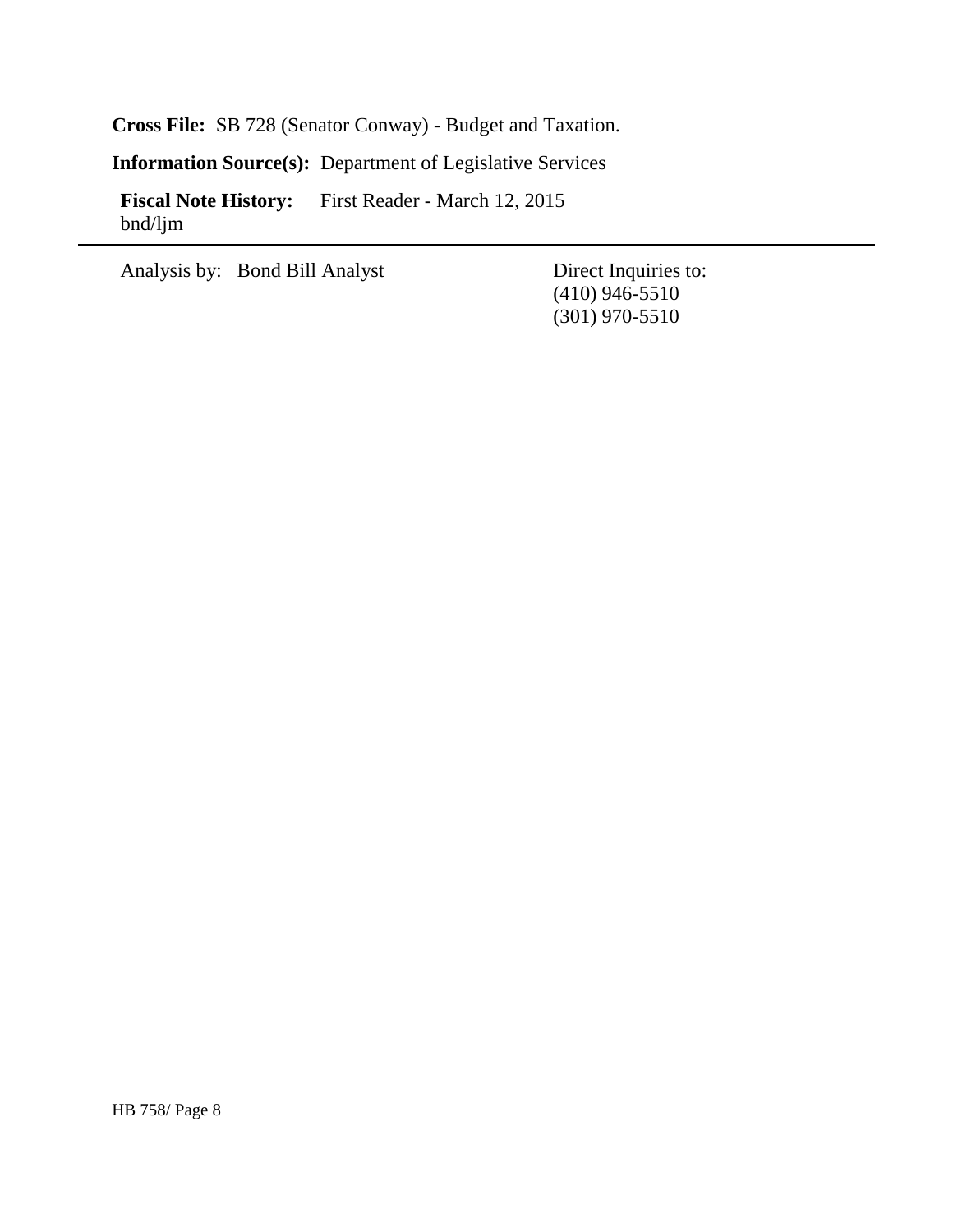**Cross File:** SB 728 (Senator Conway) - Budget and Taxation.

**Information Source(s):** Department of Legislative Services

**Fiscal Note History:** First Reader - March 12, 2015
bnd/ljm

---

Analysis by: Bond Bill Analyst

Direct Inquiries to:
(410) 946-5510
(301) 970-5510